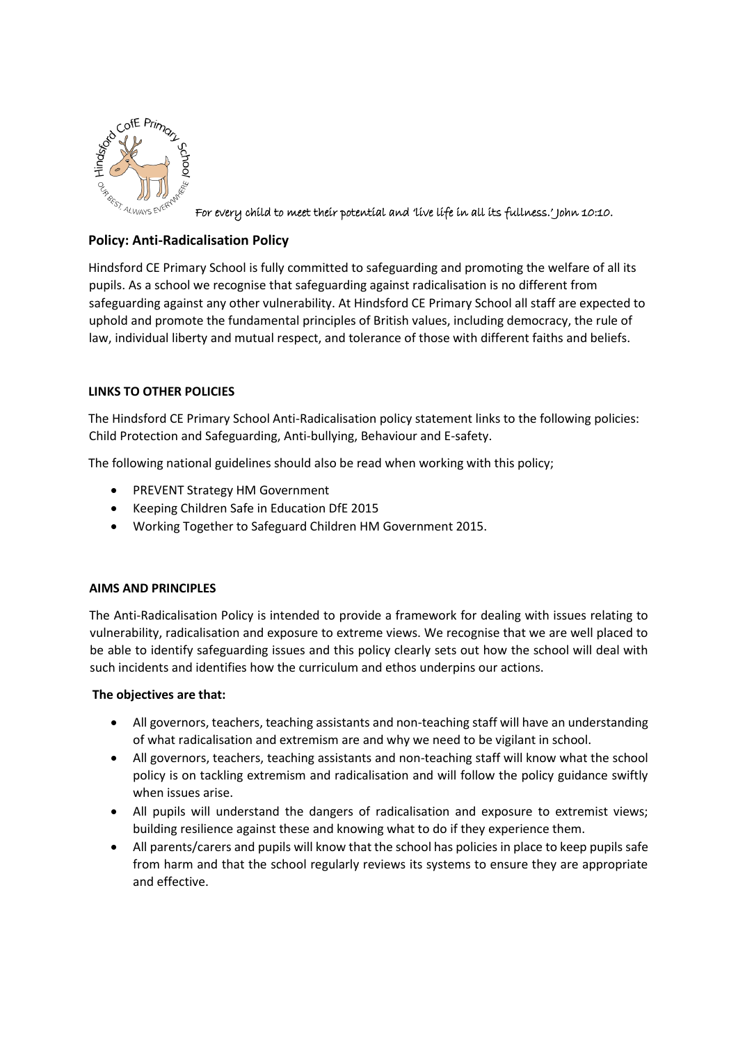For every child to meet their potential and 'live life in all its fullness.' John 10:10.

## Policy: Anti-Radicalisation Policy

Hindsford CE Primary School is fully committed to safeguarding and promoting the welfare of all its pupils. As a school we recognise that safeguarding against radicalisation is no different from safeguarding against any other vulnerability. At Hindsford CE Primary School all staff are expected to uphold and promote the fundamental principles of British values, including democracy, the rule of law, individual liberty and mutual respect, and tolerance of those with different faiths and beliefs.

### LINKS TO OTHER POLICIES

The Hindsford CE Primary School Anti-Radicalisation policy statement links to the following policies: Child Protection and Safeguarding, Anti-bullying, Behaviour and E-safety.

The following national guidelines should also be read when working with this policy;

- PREVENT Strategy HM Government
- Keeping Children Safe in Education DfE 2015
- Working Together to Safeguard Children HM Government 2015.

### AIMS AND PRINCIPLES

The Anti-Radicalisation Policy is intended to provide a framework for dealing with issues relating to vulnerability, radicalisation and exposure to extreme views. We recognise that we are well placed to be able to identify safeguarding issues and this policy clearly sets out how the school will deal with such incidents and identifies how the curriculum and ethos underpins our actions.

**The objectives are that:**

- All governors, teachers, teaching assistants and non-teaching staff will have an understanding of what radicalisation and extremism are and why we need to be vigilant in school.
- All governors, teachers, teaching assistants and non-teaching staff will know what the school policy is on tackling extremism and radicalisation and will follow the policy guidance swiftly when issues arise.
- All pupils will understand the dangers of radicalisation and exposure to extremist views; building resilience against these and knowing what to do if they experience them.
- All parents/carers and pupils will know that the school has policies in place to keep pupils safe from harm and that the school regularly reviews its systems to ensure they are appropriate and effective.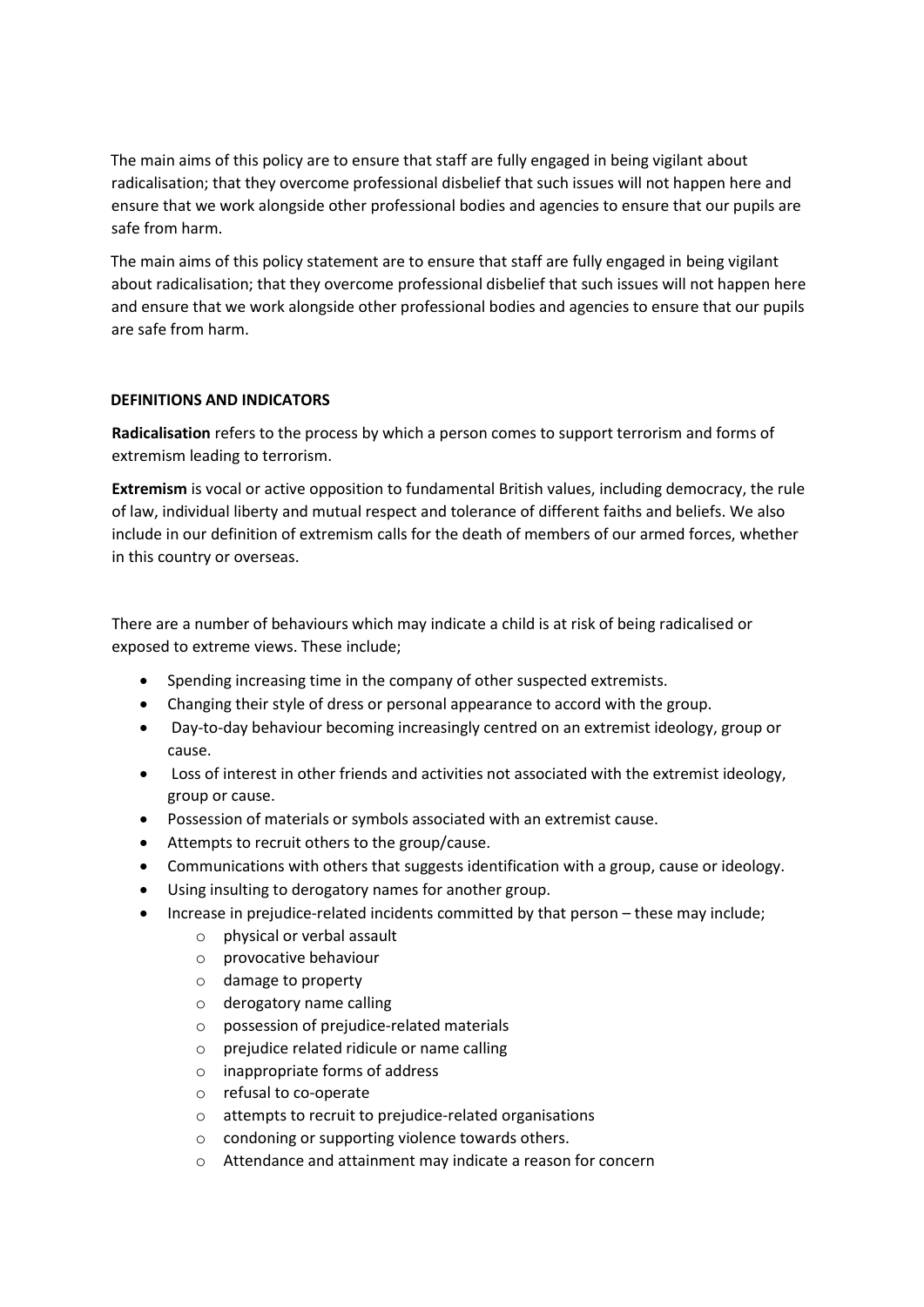The main aims of this policy are to ensure that staff are fully engaged in being vigilant about radicalisation; that they overcome professional disbelief that such issues will not happen here and ensure that we work alongside other professional bodies and agencies to ensure that our pupils are safe from harm.

The main aims of this policy statement are to ensure that staff are fully engaged in being vigilant about radicalisation; that they overcome professional disbelief that such issues will not happen here and ensure that we work alongside other professional bodies and agencies to ensure that our pupils are safe from harm.

**DEFINITIONS AND INDICATORS**

**Radicalisation** refers to the process by which a person comes to support terrorism and forms of extremism leading to terrorism.

**Extremism** is vocal or active opposition to fundamental British values, including democracy, the rule of law, individual liberty and mutual respect and tolerance of different faiths and beliefs. We also include in our definition of extremism calls for the death of members of our armed forces, whether in this country or overseas.

There are a number of behaviours which may indicate a child is at risk of being radicalised or exposed to extreme views. These include;

- Spending increasing time in the company of other suspected extremists.
- Changing their style of dress or personal appearance to accord with the group.
- Day-to-day behaviour becoming increasingly centred on an extremist ideology, group or cause.
- Loss of interest in other friends and activities not associated with the extremist ideology, group or cause.
- Possession of materials or symbols associated with an extremist cause.
- Attempts to recruit others to the group/cause.
- Communications with others that suggests identification with a group, cause or ideology.
- Using insulting to derogatory names for another group.
- Increase in prejudice-related incidents committed by that person – these may include;
  - physical or verbal assault
  - provocative behaviour
  - damage to property
  - derogatory name calling
  - possession of prejudice-related materials
  - prejudice related ridicule or name calling
  - inappropriate forms of address
  - refusal to co-operate
  - attempts to recruit to prejudice-related organisations
  - condoning or supporting violence towards others.
  - Attendance and attainment may indicate a reason for concern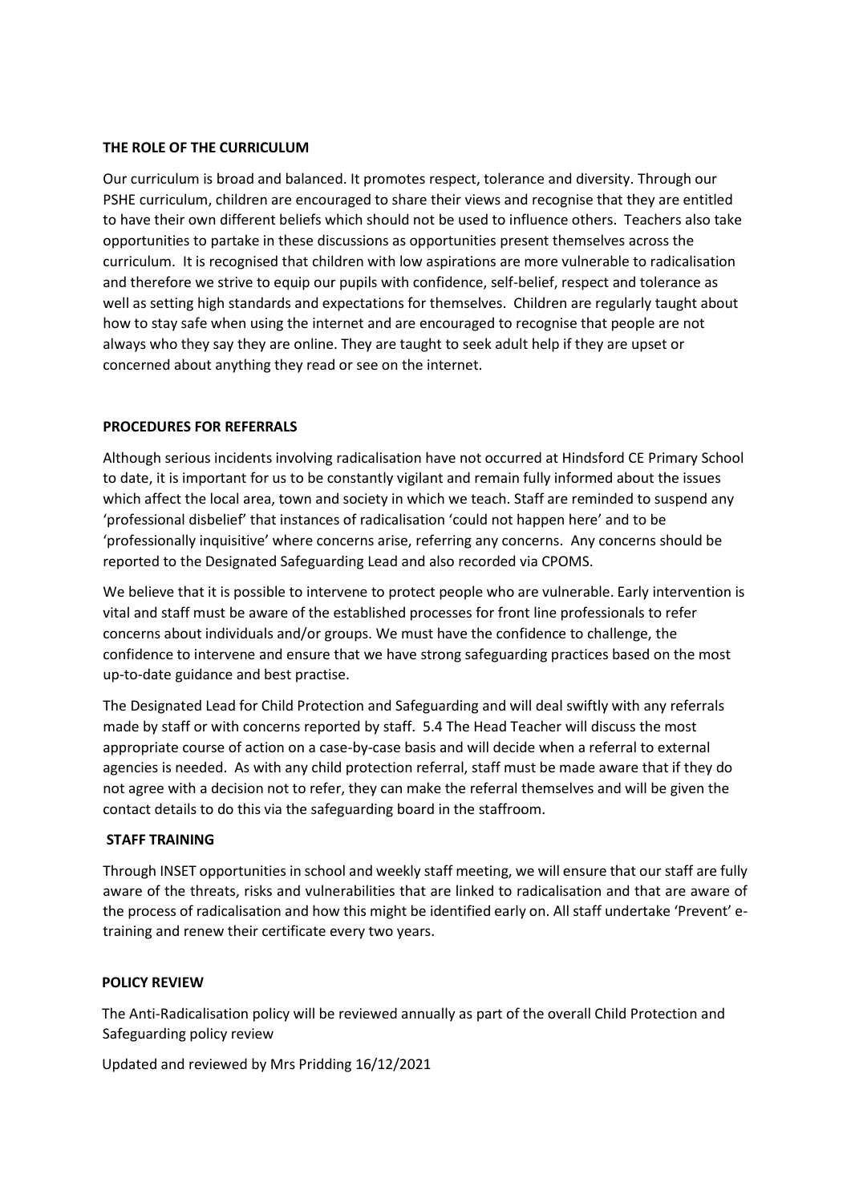## THE ROLE OF THE CURRICULUM

Our curriculum is broad and balanced. It promotes respect, tolerance and diversity. Through our PSHE curriculum, children are encouraged to share their views and recognise that they are entitled to have their own different beliefs which should not be used to influence others. Teachers also take opportunities to partake in these discussions as opportunities present themselves across the curriculum. It is recognised that children with low aspirations are more vulnerable to radicalisation and therefore we strive to equip our pupils with confidence, self-belief, respect and tolerance as well as setting high standards and expectations for themselves. Children are regularly taught about how to stay safe when using the internet and are encouraged to recognise that people are not always who they say they are online. They are taught to seek adult help if they are upset or concerned about anything they read or see on the internet.

## PROCEDURES FOR REFERRALS

Although serious incidents involving radicalisation have not occurred at Hindsford CE Primary School to date, it is important for us to be constantly vigilant and remain fully informed about the issues which affect the local area, town and society in which we teach. Staff are reminded to suspend any 'professional disbelief' that instances of radicalisation 'could not happen here' and to be 'professionally inquisitive' where concerns arise, referring any concerns. Any concerns should be reported to the Designated Safeguarding Lead and also recorded via CPOMS.

We believe that it is possible to intervene to protect people who are vulnerable. Early intervention is vital and staff must be aware of the established processes for front line professionals to refer concerns about individuals and/or groups. We must have the confidence to challenge, the confidence to intervene and ensure that we have strong safeguarding practices based on the most up-to-date guidance and best practise.

The Designated Lead for Child Protection and Safeguarding and will deal swiftly with any referrals made by staff or with concerns reported by staff. 5.4 The Head Teacher will discuss the most appropriate course of action on a case-by-case basis and will decide when a referral to external agencies is needed. As with any child protection referral, staff must be made aware that if they do not agree with a decision not to refer, they can make the referral themselves and will be given the contact details to do this via the safeguarding board in the staffroom.

## STAFF TRAINING

Through INSET opportunities in school and weekly staff meeting, we will ensure that our staff are fully aware of the threats, risks and vulnerabilities that are linked to radicalisation and that are aware of the process of radicalisation and how this might be identified early on. All staff undertake 'Prevent' e-training and renew their certificate every two years.

## POLICY REVIEW

The Anti-Radicalisation policy will be reviewed annually as part of the overall Child Protection and Safeguarding policy review

Updated and reviewed by Mrs Pridding 16/12/2021